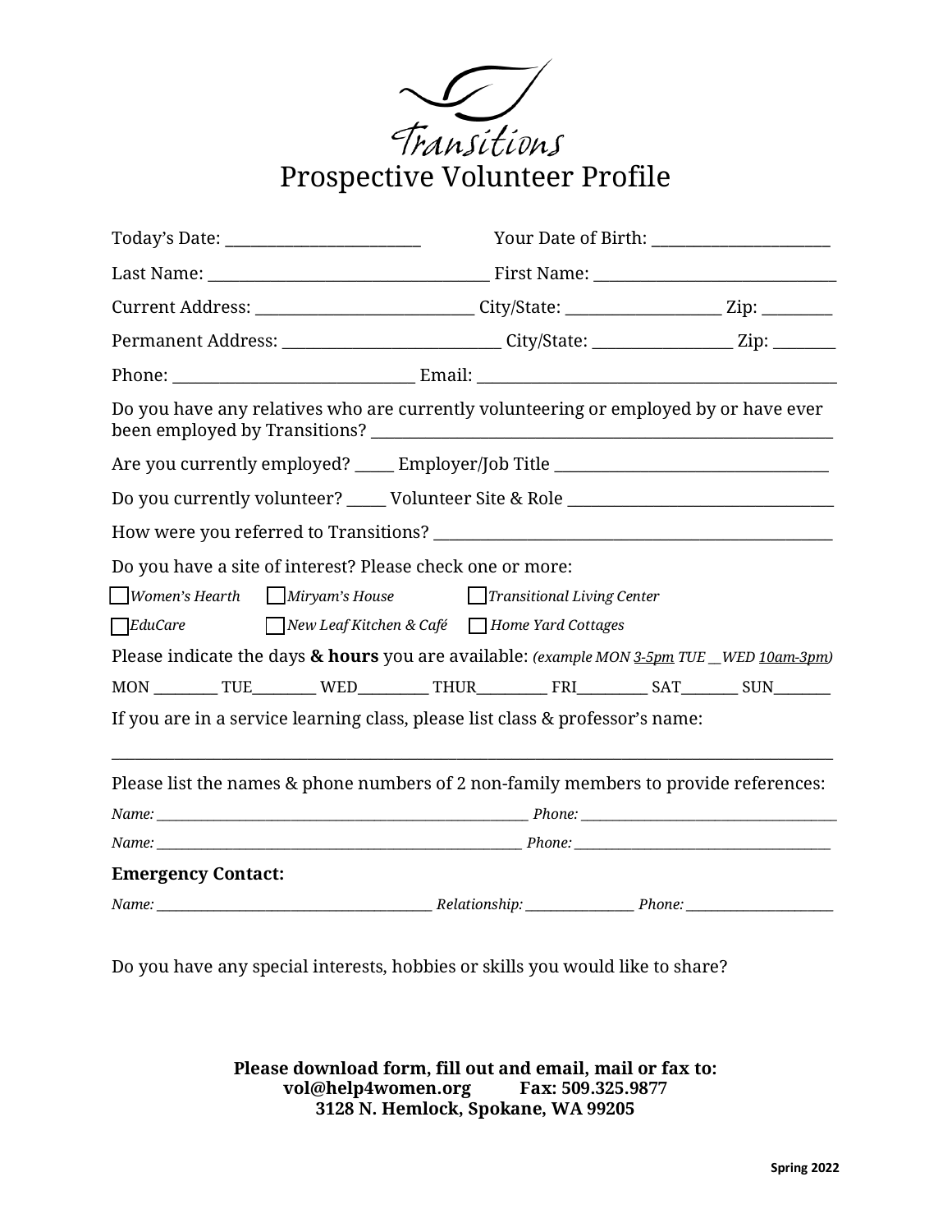Transitions

# Prospective Volunteer Profile

Today's Date: ______________________ Your Date of Birth: ______________________

Last Name: ________________________________ First Name: ____________________________

Current Address: ________________________ City/State: __________________ Zip: ________

Permanent Address: ________________________ City/State: ________________ Zip: ________

Phone: ____________________________ Email: ________________________________________

Do you have any relatives who are currently volunteering or employed by or have ever been employed by Transitions? ______________________________________________________

Are you currently employed? _____ Employer/Job Title ________________________________

Do you currently volunteer? _____ Volunteer Site & Role ________________________________

How were you referred to Transitions? ______________________________________________

Do you have a site of interest? Please check one or more:

☐ *Women's Hearth* ☐ *Miryam's House* ☐ *Transitional Living Center*

☐ *EduCare* ☐ *New Leaf Kitchen & Café* ☐ *Home Yard Cottages*

Please indicate the days **& hours** you are available: *(example MON 3-5pm TUE __WED 10am-3pm)*

MON ________ TUE________ WED_________ THUR_________ FRI_________ SAT________ SUN________

If you are in a service learning class, please list class & professor's name:

__________________________________________________________________________________

Please list the names & phone numbers of 2 non-family members to provide references:

*Name:* ______________________________________________ *Phone:* ______________________________

*Name:* ______________________________________________ *Phone:* ______________________________

**Emergency Contact:**

*Name:* ________________________________ *Relationship:* ______________ *Phone:* ____________________

Do you have any special interests, hobbies or skills you would like to share?

**Please download form, fill out and email, mail or fax to:**
**vol@help4women.org Fax: 509.325.9877**
**3128 N. Hemlock, Spokane, WA 99205**

Spring 2022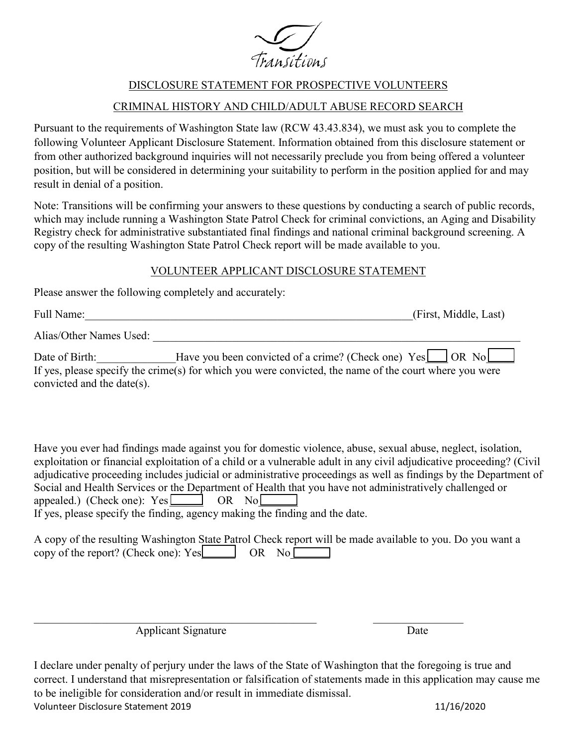Transitions

DISCLOSURE STATEMENT FOR PROSPECTIVE VOLUNTEERS

CRIMINAL HISTORY AND CHILD/ADULT ABUSE RECORD SEARCH

Pursuant to the requirements of Washington State law (RCW 43.43.834), we must ask you to complete the following Volunteer Applicant Disclosure Statement. Information obtained from this disclosure statement or from other authorized background inquiries will not necessarily preclude you from being offered a volunteer position, but will be considered in determining your suitability to perform in the position applied for and may result in denial of a position.

Note: Transitions will be confirming your answers to these questions by conducting a search of public records, which may include running a Washington State Patrol Check for criminal convictions, an Aging and Disability Registry check for administrative substantiated final findings and national criminal background screening. A copy of the resulting Washington State Patrol Check report will be made available to you.

VOLUNTEER APPLICANT DISCLOSURE STATEMENT

Please answer the following completely and accurately:

Full Name:_____________________________________________________________(First, Middle, Last)

Alias/Other Names Used: ____________________________________________________________

Date of Birth:_____________ Have you been convicted of a crime? (Check one) Yes☐ OR No☐

If yes, please specify the crime(s) for which you were convicted, the name of the court where you were convicted and the date(s).

Have you ever had findings made against you for domestic violence, abuse, sexual abuse, neglect, isolation, exploitation or financial exploitation of a child or a vulnerable adult in any civil adjudicative proceeding? (Civil adjudicative proceeding includes judicial or administrative proceedings as well as findings by the Department of Social and Health Services or the Department of Health that you have not administratively challenged or appealed.) (Check one): Yes☐ OR No☐

If yes, please specify the finding, agency making the finding and the date.

A copy of the resulting Washington State Patrol Check report will be made available to you. Do you want a copy of the report? (Check one): Yes☐ OR No☐

_____________________________________________ ________________

Applicant Signature Date

I declare under penalty of perjury under the laws of the State of Washington that the foregoing is true and correct. I understand that misrepresentation or falsification of statements made in this application may cause me to be ineligible for consideration and/or result in immediate dismissal.